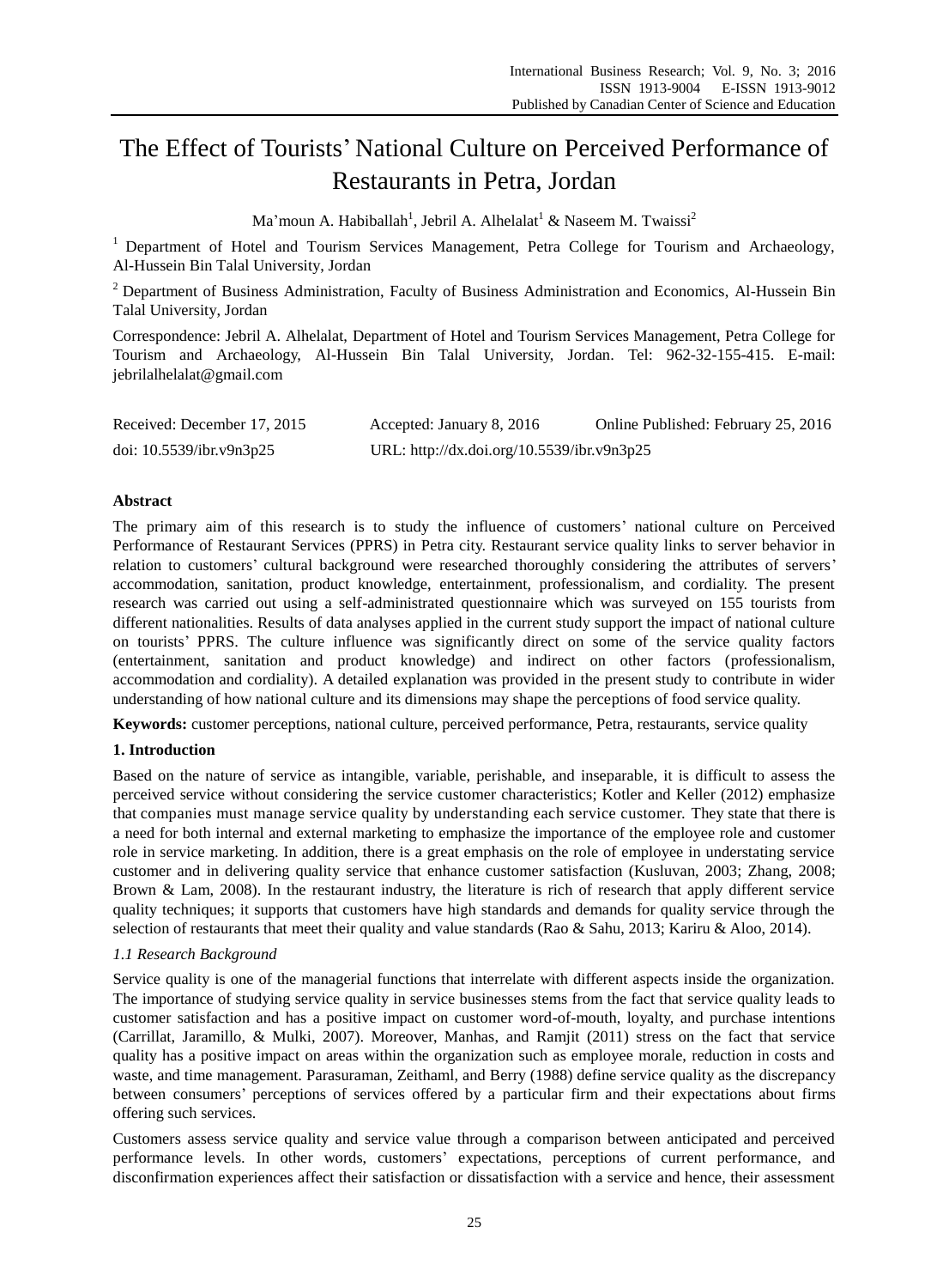# The Effect of Tourists' National Culture on Perceived Performance of Restaurants in Petra, Jordan

Ma'moun A. Habiballah[1], Jebril A. Alhelalat[1] & Naseem M. Twaissi[2]

[1] Department of Hotel and Tourism Services Management, Petra College for Tourism and Archaeology, Al-Hussein Bin Talal University, Jordan

[2] Department of Business Administration, Faculty of Business Administration and Economics, Al-Hussein Bin Talal University, Jordan

Correspondence: Jebril A. Alhelalat, Department of Hotel and Tourism Services Management, Petra College for Tourism and Archaeology, Al-Hussein Bin Talal University, Jordan. Tel: 962-32-155-415. E-mail: jebrilalhelalat@gmail.com

Received: December 17, 2015 Accepted: January 8, 2016 Online Published: February 25, 2016

doi: 10.5539/ibr.v9n3p25 URL: http://dx.doi.org/10.5539/ibr.v9n3p25

**Abstract**

The primary aim of this research is to study the influence of customers' national culture on Perceived Performance of Restaurant Services (PPRS) in Petra city. Restaurant service quality links to server behavior in relation to customers' cultural background were researched thoroughly considering the attributes of servers' accommodation, sanitation, product knowledge, entertainment, professionalism, and cordiality. The present research was carried out using a self-administrated questionnaire which was surveyed on 155 tourists from different nationalities. Results of data analyses applied in the current study support the impact of national culture on tourists' PPRS. The culture influence was significantly direct on some of the service quality factors (entertainment, sanitation and product knowledge) and indirect on other factors (professionalism, accommodation and cordiality). A detailed explanation was provided in the present study to contribute in wider understanding of how national culture and its dimensions may shape the perceptions of food service quality.

**Keywords:** customer perceptions, national culture, perceived performance, Petra, restaurants, service quality

## 1. Introduction

Based on the nature of service as intangible, variable, perishable, and inseparable, it is difficult to assess the perceived service without considering the service customer characteristics; Kotler and Keller (2012) emphasize that companies must manage service quality by understanding each service customer. They state that there is a need for both internal and external marketing to emphasize the importance of the employee role and customer role in service marketing. In addition, there is a great emphasis on the role of employee in understating service customer and in delivering quality service that enhance customer satisfaction (Kusluvan, 2003; Zhang, 2008; Brown & Lam, 2008). In the restaurant industry, the literature is rich of research that apply different service quality techniques; it supports that customers have high standards and demands for quality service through the selection of restaurants that meet their quality and value standards (Rao & Sahu, 2013; Kariru & Aloo, 2014).

### *1.1 Research Background*

Service quality is one of the managerial functions that interrelate with different aspects inside the organization. The importance of studying service quality in service businesses stems from the fact that service quality leads to customer satisfaction and has a positive impact on customer word-of-mouth, loyalty, and purchase intentions (Carrillat, Jaramillo, & Mulki, 2007). Moreover, Manhas, and Ramjit (2011) stress on the fact that service quality has a positive impact on areas within the organization such as employee morale, reduction in costs and waste, and time management. Parasuraman, Zeithaml, and Berry (1988) define service quality as the discrepancy between consumers' perceptions of services offered by a particular firm and their expectations about firms offering such services.

Customers assess service quality and service value through a comparison between anticipated and perceived performance levels. In other words, customers' expectations, perceptions of current performance, and disconfirmation experiences affect their satisfaction or dissatisfaction with a service and hence, their assessment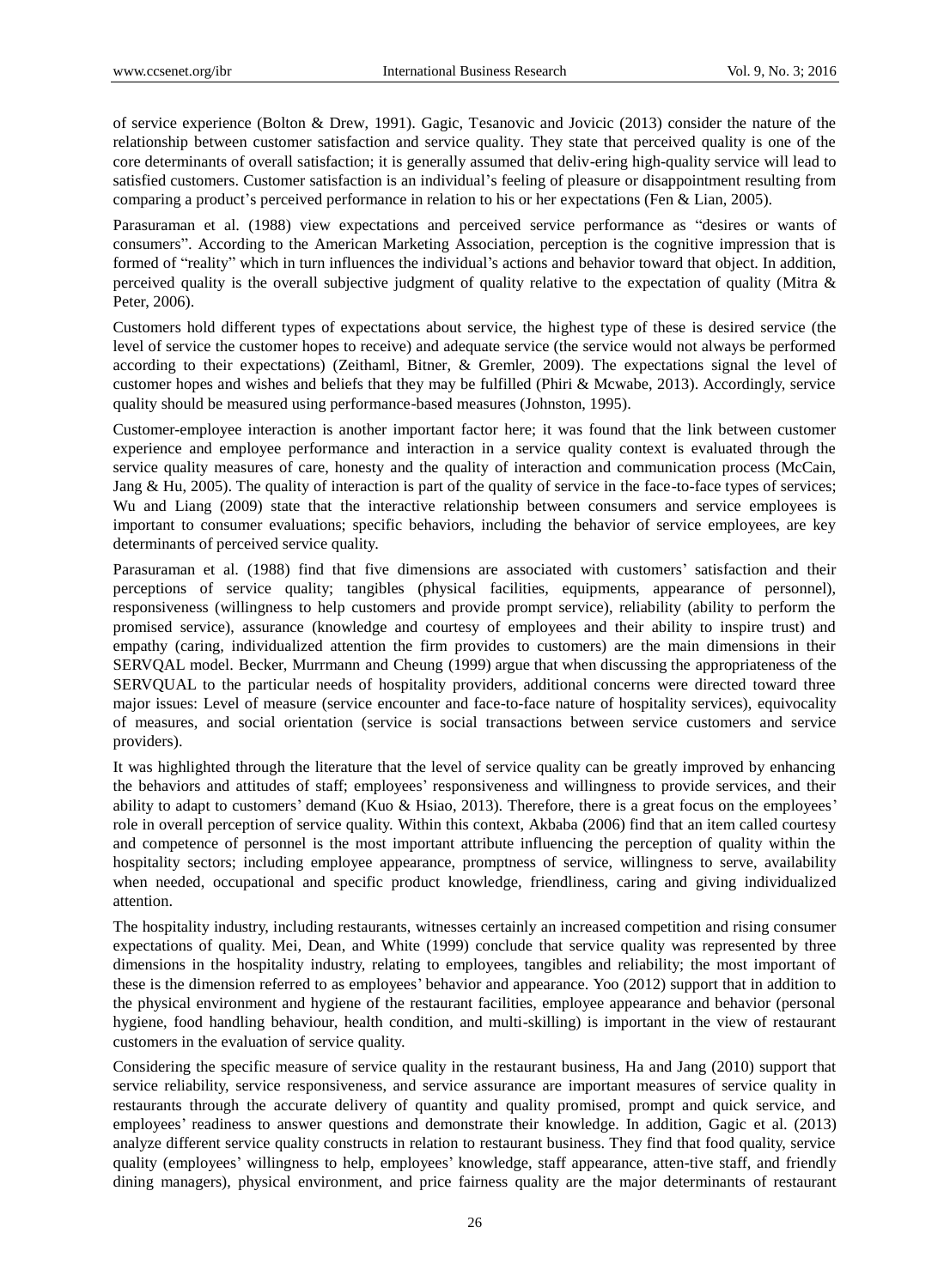of service experience (Bolton & Drew, 1991). Gagic, Tesanovic and Jovicic (2013) consider the nature of the relationship between customer satisfaction and service quality. They state that perceived quality is one of the core determinants of overall satisfaction; it is generally assumed that deliv-ering high-quality service will lead to satisfied customers. Customer satisfaction is an individual's feeling of pleasure or disappointment resulting from comparing a product's perceived performance in relation to his or her expectations (Fen & Lian, 2005).

Parasuraman et al. (1988) view expectations and perceived service performance as "desires or wants of consumers". According to the American Marketing Association, perception is the cognitive impression that is formed of "reality" which in turn influences the individual's actions and behavior toward that object. In addition, perceived quality is the overall subjective judgment of quality relative to the expectation of quality (Mitra & Peter, 2006).

Customers hold different types of expectations about service, the highest type of these is desired service (the level of service the customer hopes to receive) and adequate service (the service would not always be performed according to their expectations) (Zeithaml, Bitner, & Gremler, 2009). The expectations signal the level of customer hopes and wishes and beliefs that they may be fulfilled (Phiri & Mcwabe, 2013). Accordingly, service quality should be measured using performance-based measures (Johnston, 1995).

Customer-employee interaction is another important factor here; it was found that the link between customer experience and employee performance and interaction in a service quality context is evaluated through the service quality measures of care, honesty and the quality of interaction and communication process (McCain, Jang & Hu, 2005). The quality of interaction is part of the quality of service in the face-to-face types of services; Wu and Liang (2009) state that the interactive relationship between consumers and service employees is important to consumer evaluations; specific behaviors, including the behavior of service employees, are key determinants of perceived service quality.

Parasuraman et al. (1988) find that five dimensions are associated with customers' satisfaction and their perceptions of service quality; tangibles (physical facilities, equipments, appearance of personnel), responsiveness (willingness to help customers and provide prompt service), reliability (ability to perform the promised service), assurance (knowledge and courtesy of employees and their ability to inspire trust) and empathy (caring, individualized attention the firm provides to customers) are the main dimensions in their SERVQAL model. Becker, Murrmann and Cheung (1999) argue that when discussing the appropriateness of the SERVQUAL to the particular needs of hospitality providers, additional concerns were directed toward three major issues: Level of measure (service encounter and face-to-face nature of hospitality services), equivocality of measures, and social orientation (service is social transactions between service customers and service providers).

It was highlighted through the literature that the level of service quality can be greatly improved by enhancing the behaviors and attitudes of staff; employees' responsiveness and willingness to provide services, and their ability to adapt to customers' demand (Kuo & Hsiao, 2013). Therefore, there is a great focus on the employees' role in overall perception of service quality. Within this context, Akbaba (2006) find that an item called courtesy and competence of personnel is the most important attribute influencing the perception of quality within the hospitality sectors; including employee appearance, promptness of service, willingness to serve, availability when needed, occupational and specific product knowledge, friendliness, caring and giving individualized attention.

The hospitality industry, including restaurants, witnesses certainly an increased competition and rising consumer expectations of quality. Mei, Dean, and White (1999) conclude that service quality was represented by three dimensions in the hospitality industry, relating to employees, tangibles and reliability; the most important of these is the dimension referred to as employees' behavior and appearance. Yoo (2012) support that in addition to the physical environment and hygiene of the restaurant facilities, employee appearance and behavior (personal hygiene, food handling behaviour, health condition, and multi-skilling) is important in the view of restaurant customers in the evaluation of service quality.

Considering the specific measure of service quality in the restaurant business, Ha and Jang (2010) support that service reliability, service responsiveness, and service assurance are important measures of service quality in restaurants through the accurate delivery of quantity and quality promised, prompt and quick service, and employees' readiness to answer questions and demonstrate their knowledge. In addition, Gagic et al. (2013) analyze different service quality constructs in relation to restaurant business. They find that food quality, service quality (employees' willingness to help, employees' knowledge, staff appearance, atten-tive staff, and friendly dining managers), physical environment, and price fairness quality are the major determinants of restaurant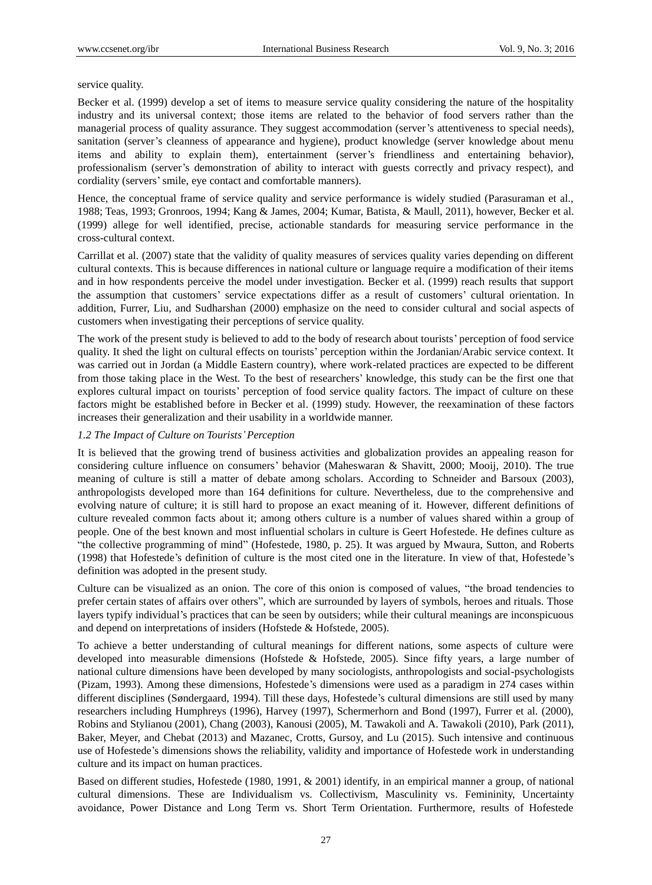service quality.

Becker et al. (1999) develop a set of items to measure service quality considering the nature of the hospitality industry and its universal context; those items are related to the behavior of food servers rather than the managerial process of quality assurance. They suggest accommodation (server's attentiveness to special needs), sanitation (server's cleanness of appearance and hygiene), product knowledge (server knowledge about menu items and ability to explain them), entertainment (server's friendliness and entertaining behavior), professionalism (server's demonstration of ability to interact with guests correctly and privacy respect), and cordiality (servers' smile, eye contact and comfortable manners).

Hence, the conceptual frame of service quality and service performance is widely studied (Parasuraman et al., 1988; Teas, 1993; Gronroos, 1994; Kang & James, 2004; Kumar, Batista, & Maull, 2011), however, Becker et al. (1999) allege for well identified, precise, actionable standards for measuring service performance in the cross-cultural context.

Carrillat et al. (2007) state that the validity of quality measures of services quality varies depending on different cultural contexts. This is because differences in national culture or language require a modification of their items and in how respondents perceive the model under investigation. Becker et al. (1999) reach results that support the assumption that customers' service expectations differ as a result of customers' cultural orientation. In addition, Furrer, Liu, and Sudharshan (2000) emphasize on the need to consider cultural and social aspects of customers when investigating their perceptions of service quality.

The work of the present study is believed to add to the body of research about tourists' perception of food service quality. It shed the light on cultural effects on tourists' perception within the Jordanian/Arabic service context. It was carried out in Jordan (a Middle Eastern country), where work-related practices are expected to be different from those taking place in the West. To the best of researchers' knowledge, this study can be the first one that explores cultural impact on tourists' perception of food service quality factors. The impact of culture on these factors might be established before in Becker et al. (1999) study. However, the reexamination of these factors increases their generalization and their usability in a worldwide manner.

### *1.2 The Impact of Culture on Tourists' Perception*

It is believed that the growing trend of business activities and globalization provides an appealing reason for considering culture influence on consumers' behavior (Maheswaran & Shavitt, 2000; Mooij, 2010). The true meaning of culture is still a matter of debate among scholars. According to Schneider and Barsoux (2003), anthropologists developed more than 164 definitions for culture. Nevertheless, due to the comprehensive and evolving nature of culture; it is still hard to propose an exact meaning of it. However, different definitions of culture revealed common facts about it; among others culture is a number of values shared within a group of people. One of the best known and most influential scholars in culture is Geert Hofestede. He defines culture as "the collective programming of mind" (Hofestede, 1980, p. 25). It was argued by Mwaura, Sutton, and Roberts (1998) that Hofestede's definition of culture is the most cited one in the literature. In view of that, Hofestede's definition was adopted in the present study.

Culture can be visualized as an onion. The core of this onion is composed of values, "the broad tendencies to prefer certain states of affairs over others", which are surrounded by layers of symbols, heroes and rituals. Those layers typify individual's practices that can be seen by outsiders; while their cultural meanings are inconspicuous and depend on interpretations of insiders (Hofstede & Hofstede, 2005).

To achieve a better understanding of cultural meanings for different nations, some aspects of culture were developed into measurable dimensions (Hofstede & Hofstede, 2005). Since fifty years, a large number of national culture dimensions have been developed by many sociologists, anthropologists and social-psychologists (Pizam, 1993). Among these dimensions, Hofestede's dimensions were used as a paradigm in 274 cases within different disciplines (Søndergaard, 1994). Till these days, Hofestede's cultural dimensions are still used by many researchers including Humphreys (1996), Harvey (1997), Schermerhorn and Bond (1997), Furrer et al. (2000), Robins and Stylianou (2001), Chang (2003), Kanousi (2005), M. Tawakoli and A. Tawakoli (2010), Park (2011), Baker, Meyer, and Chebat (2013) and Mazanec, Crotts, Gursoy, and Lu (2015). Such intensive and continuous use of Hofestede's dimensions shows the reliability, validity and importance of Hofestede work in understanding culture and its impact on human practices.

Based on different studies, Hofestede (1980, 1991, & 2001) identify, in an empirical manner a group, of national cultural dimensions. These are Individualism vs. Collectivism, Masculinity vs. Femininity, Uncertainty avoidance, Power Distance and Long Term vs. Short Term Orientation. Furthermore, results of Hofestede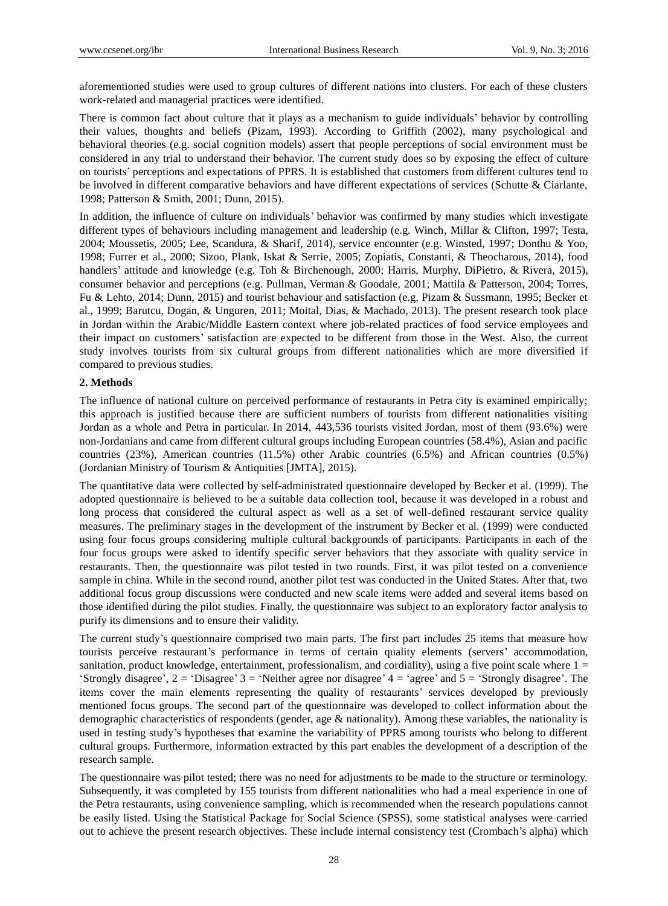aforementioned studies were used to group cultures of different nations into clusters. For each of these clusters work-related and managerial practices were identified.

There is common fact about culture that it plays as a mechanism to guide individuals' behavior by controlling their values, thoughts and beliefs (Pizam, 1993). According to Griffith (2002), many psychological and behavioral theories (e.g. social cognition models) assert that people perceptions of social environment must be considered in any trial to understand their behavior. The current study does so by exposing the effect of culture on tourists' perceptions and expectations of PPRS. It is established that customers from different cultures tend to be involved in different comparative behaviors and have different expectations of services (Schutte & Ciarlante, 1998; Patterson & Smith, 2001; Dunn, 2015).

In addition, the influence of culture on individuals' behavior was confirmed by many studies which investigate different types of behaviours including management and leadership (e.g. Winch, Millar & Clifton, 1997; Testa, 2004; Moussetis, 2005; Lee, Scandura, & Sharif, 2014), service encounter (e.g. Winsted, 1997; Donthu & Yoo, 1998; Furrer et al., 2000; Sizoo, Plank, Iskat & Serrie, 2005; Zopiatis, Constanti, & Theocharous, 2014), food handlers' attitude and knowledge (e.g. Toh & Birchenough, 2000; Harris, Murphy, DiPietro, & Rivera, 2015), consumer behavior and perceptions (e.g. Pullman, Verman & Goodale, 2001; Mattila & Patterson, 2004; Torres, Fu & Lehto, 2014; Dunn, 2015) and tourist behaviour and satisfaction (e.g. Pizam & Sussmann, 1995; Becker et al., 1999; Barutcu, Dogan, & Unguren, 2011; Moital, Dias, & Machado, 2013). The present research took place in Jordan within the Arabic/Middle Eastern context where job-related practices of food service employees and their impact on customers' satisfaction are expected to be different from those in the West. Also, the current study involves tourists from six cultural groups from different nationalities which are more diversified if compared to previous studies.

## 2. Methods

The influence of national culture on perceived performance of restaurants in Petra city is examined empirically; this approach is justified because there are sufficient numbers of tourists from different nationalities visiting Jordan as a whole and Petra in particular. In 2014, 443,536 tourists visited Jordan, most of them (93.6%) were non-Jordanians and came from different cultural groups including European countries (58.4%), Asian and pacific countries (23%), American countries (11.5%) other Arabic countries (6.5%) and African countries (0.5%) (Jordanian Ministry of Tourism & Antiquities [JMTA], 2015).

The quantitative data were collected by self-administrated questionnaire developed by Becker et al. (1999). The adopted questionnaire is believed to be a suitable data collection tool, because it was developed in a robust and long process that considered the cultural aspect as well as a set of well-defined restaurant service quality measures. The preliminary stages in the development of the instrument by Becker et al. (1999) were conducted using four focus groups considering multiple cultural backgrounds of participants. Participants in each of the four focus groups were asked to identify specific server behaviors that they associate with quality service in restaurants. Then, the questionnaire was pilot tested in two rounds. First, it was pilot tested on a convenience sample in china. While in the second round, another pilot test was conducted in the United States. After that, two additional focus group discussions were conducted and new scale items were added and several items based on those identified during the pilot studies. Finally, the questionnaire was subject to an exploratory factor analysis to purify its dimensions and to ensure their validity.

The current study's questionnaire comprised two main parts. The first part includes 25 items that measure how tourists perceive restaurant's performance in terms of certain quality elements (servers' accommodation, sanitation, product knowledge, entertainment, professionalism, and cordiality), using a five point scale where 1 = 'Strongly disagree', 2 = 'Disagree' 3 = 'Neither agree nor disagree' 4 = 'agree' and 5 = 'Strongly disagree'. The items cover the main elements representing the quality of restaurants' services developed by previously mentioned focus groups. The second part of the questionnaire was developed to collect information about the demographic characteristics of respondents (gender, age & nationality). Among these variables, the nationality is used in testing study's hypotheses that examine the variability of PPRS among tourists who belong to different cultural groups. Furthermore, information extracted by this part enables the development of a description of the research sample.

The questionnaire was pilot tested; there was no need for adjustments to be made to the structure or terminology. Subsequently, it was completed by 155 tourists from different nationalities who had a meal experience in one of the Petra restaurants, using convenience sampling, which is recommended when the research populations cannot be easily listed. Using the Statistical Package for Social Science (SPSS), some statistical analyses were carried out to achieve the present research objectives. These include internal consistency test (Crombach's alpha) which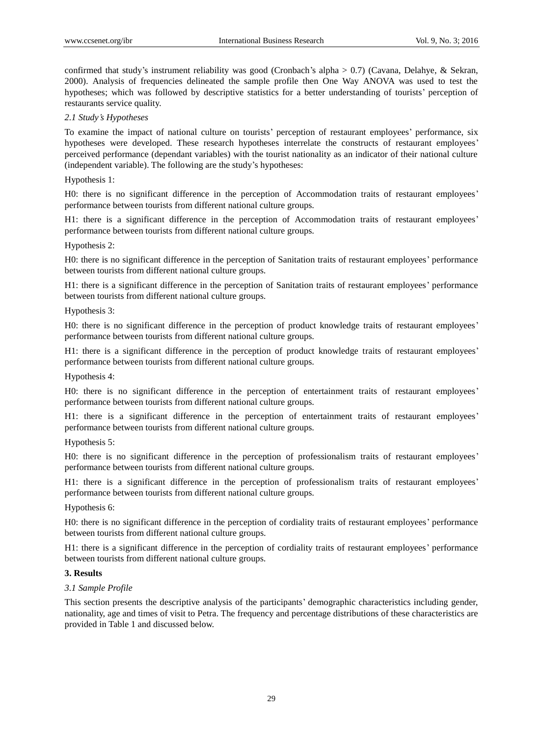confirmed that study's instrument reliability was good (Cronbach's alpha > 0.7) (Cavana, Delahye, & Sekran, 2000). Analysis of frequencies delineated the sample profile then One Way ANOVA was used to test the hypotheses; which was followed by descriptive statistics for a better understanding of tourists' perception of restaurants service quality.

### *2.1 Study's Hypotheses*

To examine the impact of national culture on tourists' perception of restaurant employees' performance, six hypotheses were developed. These research hypotheses interrelate the constructs of restaurant employees' perceived performance (dependant variables) with the tourist nationality as an indicator of their national culture (independent variable). The following are the study's hypotheses:

Hypothesis 1:

H0: there is no significant difference in the perception of Accommodation traits of restaurant employees' performance between tourists from different national culture groups.

H1: there is a significant difference in the perception of Accommodation traits of restaurant employees' performance between tourists from different national culture groups.

Hypothesis 2:

H0: there is no significant difference in the perception of Sanitation traits of restaurant employees' performance between tourists from different national culture groups.

H1: there is a significant difference in the perception of Sanitation traits of restaurant employees' performance between tourists from different national culture groups.

Hypothesis 3:

H0: there is no significant difference in the perception of product knowledge traits of restaurant employees' performance between tourists from different national culture groups.

H1: there is a significant difference in the perception of product knowledge traits of restaurant employees' performance between tourists from different national culture groups.

Hypothesis 4:

H0: there is no significant difference in the perception of entertainment traits of restaurant employees' performance between tourists from different national culture groups.

H1: there is a significant difference in the perception of entertainment traits of restaurant employees' performance between tourists from different national culture groups.

Hypothesis 5:

H0: there is no significant difference in the perception of professionalism traits of restaurant employees' performance between tourists from different national culture groups.

H1: there is a significant difference in the perception of professionalism traits of restaurant employees' performance between tourists from different national culture groups.

Hypothesis 6:

H0: there is no significant difference in the perception of cordiality traits of restaurant employees' performance between tourists from different national culture groups.

H1: there is a significant difference in the perception of cordiality traits of restaurant employees' performance between tourists from different national culture groups.

## 3. Results

### *3.1 Sample Profile*

This section presents the descriptive analysis of the participants' demographic characteristics including gender, nationality, age and times of visit to Petra. The frequency and percentage distributions of these characteristics are provided in Table 1 and discussed below.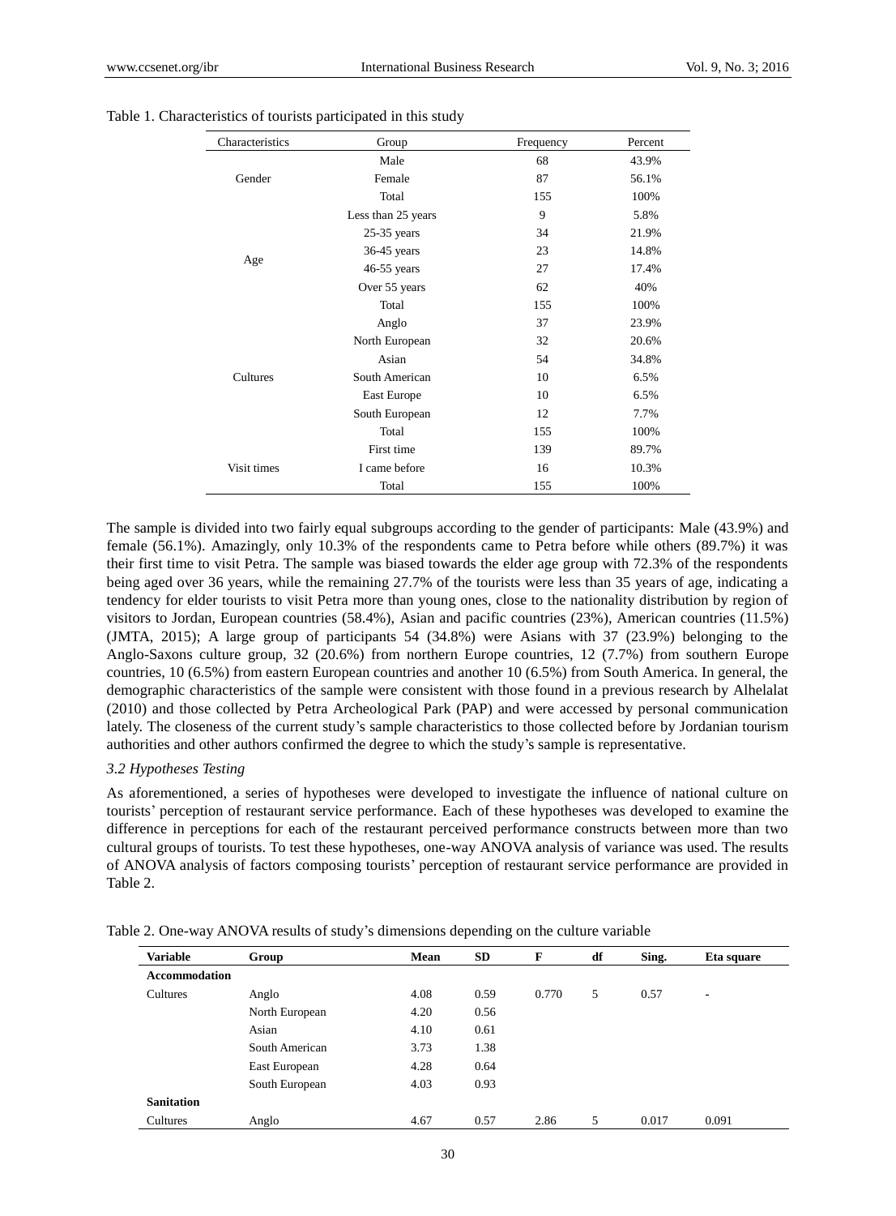Table 1. Characteristics of tourists participated in this study

| Characteristics | Group | Frequency | Percent |
|---|---|---|---|
| Gender | Male | 68 | 43.9% |
| | Female | 87 | 56.1% |
| | Total | 155 | 100% |
| Age | Less than 25 years | 9 | 5.8% |
| | 25-35 years | 34 | 21.9% |
| | 36-45 years | 23 | 14.8% |
| | 46-55 years | 27 | 17.4% |
| | Over 55 years | 62 | 40% |
| | Total | 155 | 100% |
| Cultures | Anglo | 37 | 23.9% |
| | North European | 32 | 20.6% |
| | Asian | 54 | 34.8% |
| | South American | 10 | 6.5% |
| | East Europe | 10 | 6.5% |
| | South European | 12 | 7.7% |
| | Total | 155 | 100% |
| Visit times | First time | 139 | 89.7% |
| | I came before | 16 | 10.3% |
| | Total | 155 | 100% |

The sample is divided into two fairly equal subgroups according to the gender of participants: Male (43.9%) and female (56.1%). Amazingly, only 10.3% of the respondents came to Petra before while others (89.7%) it was their first time to visit Petra. The sample was biased towards the elder age group with 72.3% of the respondents being aged over 36 years, while the remaining 27.7% of the tourists were less than 35 years of age, indicating a tendency for elder tourists to visit Petra more than young ones, close to the nationality distribution by region of visitors to Jordan, European countries (58.4%), Asian and pacific countries (23%), American countries (11.5%) (JMTA, 2015); A large group of participants 54 (34.8%) were Asians with 37 (23.9%) belonging to the Anglo-Saxons culture group, 32 (20.6%) from northern Europe countries, 12 (7.7%) from southern Europe countries, 10 (6.5%) from eastern European countries and another 10 (6.5%) from South America. In general, the demographic characteristics of the sample were consistent with those found in a previous research by Alhelalat (2010) and those collected by Petra Archeological Park (PAP) and were accessed by personal communication lately. The closeness of the current study's sample characteristics to those collected before by Jordanian tourism authorities and other authors confirmed the degree to which the study's sample is representative.

### *3.2 Hypotheses Testing*

As aforementioned, a series of hypotheses were developed to investigate the influence of national culture on tourists' perception of restaurant service performance. Each of these hypotheses was developed to examine the difference in perceptions for each of the restaurant perceived performance constructs between more than two cultural groups of tourists. To test these hypotheses, one-way ANOVA analysis of variance was used. The results of ANOVA analysis of factors composing tourists' perception of restaurant service performance are provided in Table 2.

Table 2. One-way ANOVA results of study's dimensions depending on the culture variable

| **Variable** | **Group** | **Mean** | **SD** | **F** | **df** | **Sing.** | **Eta square** |
|---|---|---|---|---|---|---|---|
| **Accommodation** | | | | | | | |
| Cultures | Anglo | 4.08 | 0.59 | 0.770 | 5 | 0.57 | - |
| | North European | 4.20 | 0.56 | | | | |
| | Asian | 4.10 | 0.61 | | | | |
| | South American | 3.73 | 1.38 | | | | |
| | East European | 4.28 | 0.64 | | | | |
| | South European | 4.03 | 0.93 | | | | |
| **Sanitation** | | | | | | | |
| Cultures | Anglo | 4.67 | 0.57 | 2.86 | 5 | 0.017 | 0.091 |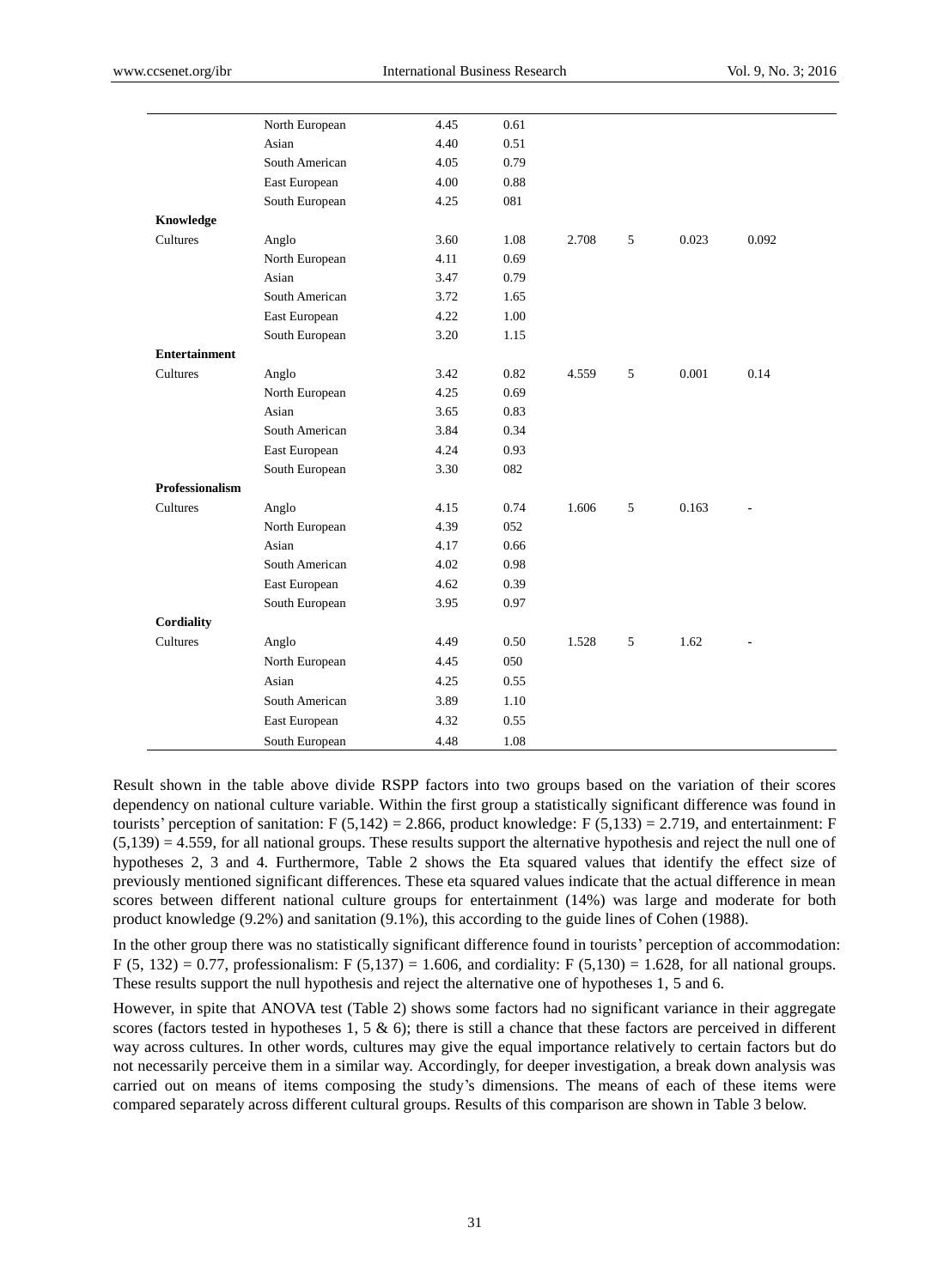| | | | | | | | |
|---|---|---|---|---|---|---|---|
| | North European | 4.45 | 0.61 | | | | |
| | Asian | 4.40 | 0.51 | | | | |
| | South American | 4.05 | 0.79 | | | | |
| | East European | 4.00 | 0.88 | | | | |
| | South European | 4.25 | 081 | | | | |
| **Knowledge** | | | | | | | |
| Cultures | Anglo | 3.60 | 1.08 | 2.708 | 5 | 0.023 | 0.092 |
| | North European | 4.11 | 0.69 | | | | |
| | Asian | 3.47 | 0.79 | | | | |
| | South American | 3.72 | 1.65 | | | | |
| | East European | 4.22 | 1.00 | | | | |
| | South European | 3.20 | 1.15 | | | | |
| **Entertainment** | | | | | | | |
| Cultures | Anglo | 3.42 | 0.82 | 4.559 | 5 | 0.001 | 0.14 |
| | North European | 4.25 | 0.69 | | | | |
| | Asian | 3.65 | 0.83 | | | | |
| | South American | 3.84 | 0.34 | | | | |
| | East European | 4.24 | 0.93 | | | | |
| | South European | 3.30 | 082 | | | | |
| **Professionalism** | | | | | | | |
| Cultures | Anglo | 4.15 | 0.74 | 1.606 | 5 | 0.163 | - |
| | North European | 4.39 | 052 | | | | |
| | Asian | 4.17 | 0.66 | | | | |
| | South American | 4.02 | 0.98 | | | | |
| | East European | 4.62 | 0.39 | | | | |
| | South European | 3.95 | 0.97 | | | | |
| **Cordiality** | | | | | | | |
| Cultures | Anglo | 4.49 | 0.50 | 1.528 | 5 | 1.62 | - |
| | North European | 4.45 | 050 | | | | |
| | Asian | 4.25 | 0.55 | | | | |
| | South American | 3.89 | 1.10 | | | | |
| | East European | 4.32 | 0.55 | | | | |
| | South European | 4.48 | 1.08 | | | | |

Result shown in the table above divide RSPP factors into two groups based on the variation of their scores dependency on national culture variable. Within the first group a statistically significant difference was found in tourists' perception of sanitation: $F(5,142) = 2.866$, product knowledge: $F(5,133) = 2.719$, and entertainment: $F(5,139) = 4.559$, for all national groups. These results support the alternative hypothesis and reject the null one of hypotheses 2, 3 and 4. Furthermore, Table 2 shows the Eta squared values that identify the effect size of previously mentioned significant differences. These eta squared values indicate that the actual difference in mean scores between different national culture groups for entertainment (14%) was large and moderate for both product knowledge (9.2%) and sanitation (9.1%), this according to the guide lines of Cohen (1988).

In the other group there was no statistically significant difference found in tourists' perception of accommodation: $F(5, 132) = 0.77$, professionalism: $F(5,137) = 1.606$, and cordiality: $F(5,130) = 1.628$, for all national groups. These results support the null hypothesis and reject the alternative one of hypotheses 1, 5 and 6.

However, in spite that ANOVA test (Table 2) shows some factors had no significant variance in their aggregate scores (factors tested in hypotheses 1, 5 & 6); there is still a chance that these factors are perceived in different way across cultures. In other words, cultures may give the equal importance relatively to certain factors but do not necessarily perceive them in a similar way. Accordingly, for deeper investigation, a break down analysis was carried out on means of items composing the study's dimensions. The means of each of these items were compared separately across different cultural groups. Results of this comparison are shown in Table 3 below.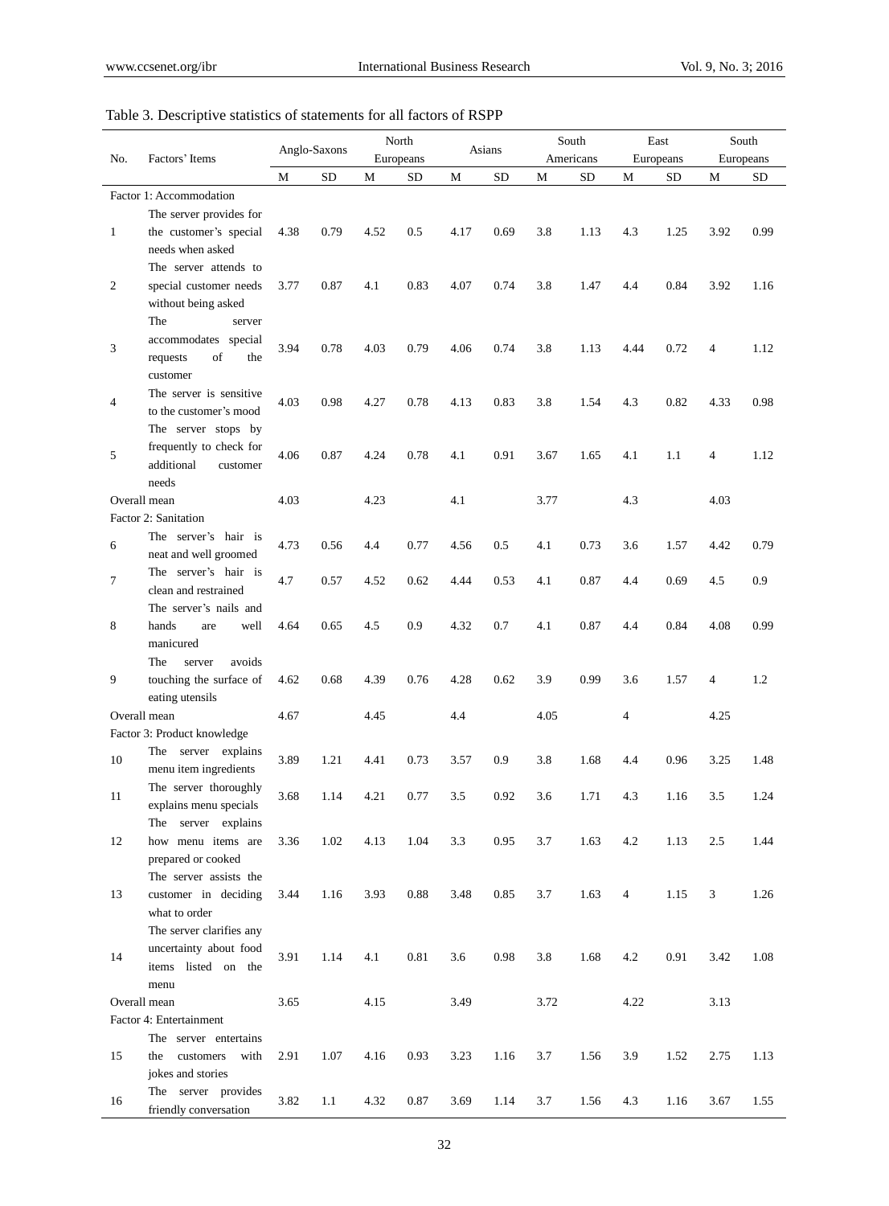Table 3. Descriptive statistics of statements for all factors of RSPP

| No. | Factors' Items | Anglo-Saxons | | North Europeans | | Asians | | South Americans | | East Europeans | | South Europeans | |
|---|---|---|---|---|---|---|---|---|---|---|---|---|---|
| | | M | SD | M | SD | M | SD | M | SD | M | SD | M | SD |
| Factor 1: Accommodation | | | | | | | | | | | | | |
| 1 | The server provides for the customer's special needs when asked | 4.38 | 0.79 | 4.52 | 0.5 | 4.17 | 0.69 | 3.8 | 1.13 | 4.3 | 1.25 | 3.92 | 0.99 |
| 2 | The server attends to special customer needs without being asked | 3.77 | 0.87 | 4.1 | 0.83 | 4.07 | 0.74 | 3.8 | 1.47 | 4.4 | 0.84 | 3.92 | 1.16 |
| 3 | The server accommodates special requests of the customer | 3.94 | 0.78 | 4.03 | 0.79 | 4.06 | 0.74 | 3.8 | 1.13 | 4.44 | 0.72 | 4 | 1.12 |
| 4 | The server is sensitive to the customer's mood | 4.03 | 0.98 | 4.27 | 0.78 | 4.13 | 0.83 | 3.8 | 1.54 | 4.3 | 0.82 | 4.33 | 0.98 |
| 5 | The server stops by frequently to check for additional customer needs | 4.06 | 0.87 | 4.24 | 0.78 | 4.1 | 0.91 | 3.67 | 1.65 | 4.1 | 1.1 | 4 | 1.12 |
| Overall mean | | 4.03 | | 4.23 | | 4.1 | | 3.77 | | 4.3 | | 4.03 | |
| Factor 2: Sanitation | | | | | | | | | | | | | |
| 6 | The server's hair is neat and well groomed | 4.73 | 0.56 | 4.4 | 0.77 | 4.56 | 0.5 | 4.1 | 0.73 | 3.6 | 1.57 | 4.42 | 0.79 |
| 7 | The server's hair is clean and restrained | 4.7 | 0.57 | 4.52 | 0.62 | 4.44 | 0.53 | 4.1 | 0.87 | 4.4 | 0.69 | 4.5 | 0.9 |
| 8 | The server's nails and hands are well manicured | 4.64 | 0.65 | 4.5 | 0.9 | 4.32 | 0.7 | 4.1 | 0.87 | 4.4 | 0.84 | 4.08 | 0.99 |
| 9 | The server avoids touching the surface of eating utensils | 4.62 | 0.68 | 4.39 | 0.76 | 4.28 | 0.62 | 3.9 | 0.99 | 3.6 | 1.57 | 4 | 1.2 |
| Overall mean | | 4.67 | | 4.45 | | 4.4 | | 4.05 | | 4 | | 4.25 | |
| Factor 3: Product knowledge | | | | | | | | | | | | | |
| 10 | The server explains menu item ingredients | 3.89 | 1.21 | 4.41 | 0.73 | 3.57 | 0.9 | 3.8 | 1.68 | 4.4 | 0.96 | 3.25 | 1.48 |
| 11 | The server thoroughly explains menu specials | 3.68 | 1.14 | 4.21 | 0.77 | 3.5 | 0.92 | 3.6 | 1.71 | 4.3 | 1.16 | 3.5 | 1.24 |
| 12 | The server explains how menu items are prepared or cooked | 3.36 | 1.02 | 4.13 | 1.04 | 3.3 | 0.95 | 3.7 | 1.63 | 4.2 | 1.13 | 2.5 | 1.44 |
| 13 | The server assists the customer in deciding what to order | 3.44 | 1.16 | 3.93 | 0.88 | 3.48 | 0.85 | 3.7 | 1.63 | 4 | 1.15 | 3 | 1.26 |
| 14 | The server clarifies any uncertainty about food items listed on the menu | 3.91 | 1.14 | 4.1 | 0.81 | 3.6 | 0.98 | 3.8 | 1.68 | 4.2 | 0.91 | 3.42 | 1.08 |
| Overall mean | | 3.65 | | 4.15 | | 3.49 | | 3.72 | | 4.22 | | 3.13 | |
| Factor 4: Entertainment | | | | | | | | | | | | | |
| 15 | The server entertains the customers with jokes and stories | 2.91 | 1.07 | 4.16 | 0.93 | 3.23 | 1.16 | 3.7 | 1.56 | 3.9 | 1.52 | 2.75 | 1.13 |
| 16 | The server provides friendly conversation | 3.82 | 1.1 | 4.32 | 0.87 | 3.69 | 1.14 | 3.7 | 1.56 | 4.3 | 1.16 | 3.67 | 1.55 |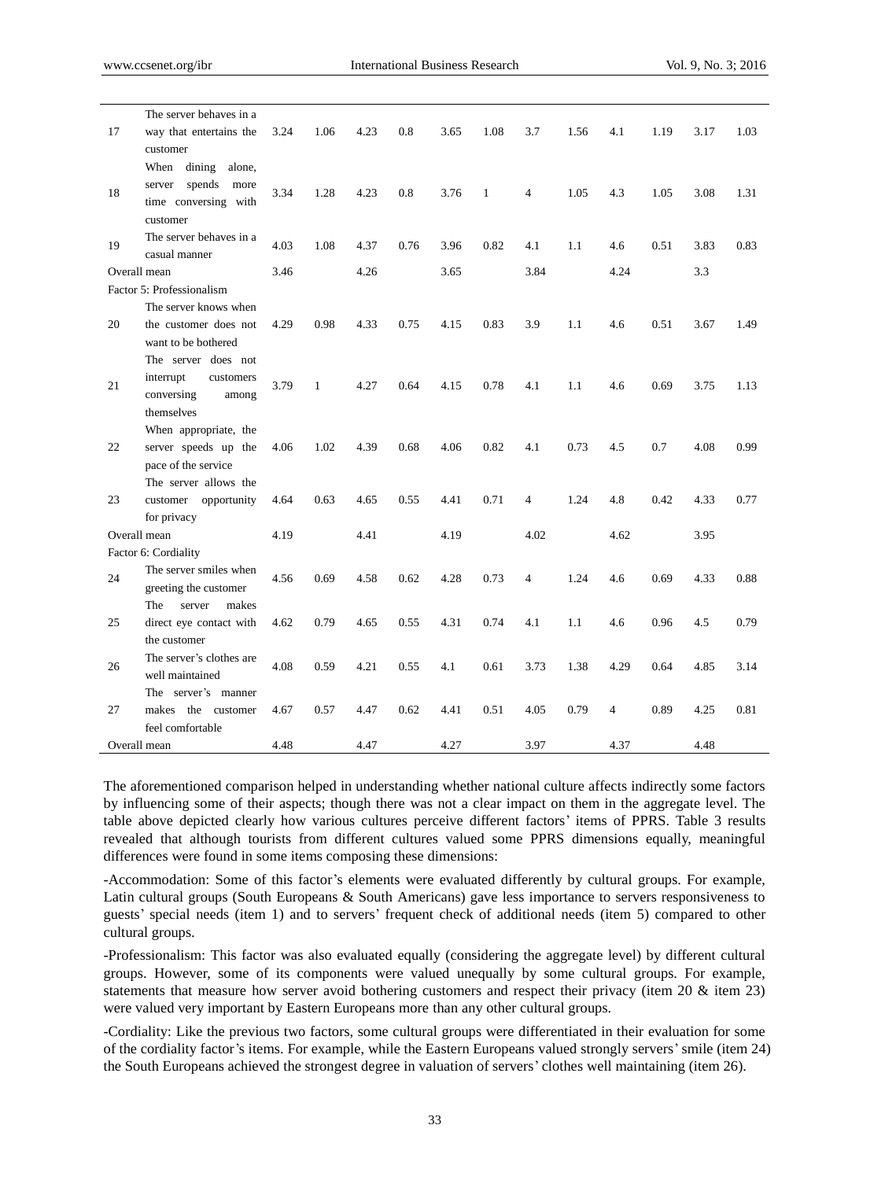| | | | | | | | | | | | | | |
|---|---|---|---|---|---|---|---|---|---|---|---|---|---|
| 17 | The server behaves in a way that entertains the customer | 3.24 | 1.06 | 4.23 | 0.8 | 3.65 | 1.08 | 3.7 | 1.56 | 4.1 | 1.19 | 3.17 | 1.03 |
| 18 | When dining alone, server spends more time conversing with customer | 3.34 | 1.28 | 4.23 | 0.8 | 3.76 | 1 | 4 | 1.05 | 4.3 | 1.05 | 3.08 | 1.31 |
| 19 | The server behaves in a casual manner | 4.03 | 1.08 | 4.37 | 0.76 | 3.96 | 0.82 | 4.1 | 1.1 | 4.6 | 0.51 | 3.83 | 0.83 |
| Overall mean | | 3.46 | | 4.26 | | 3.65 | | 3.84 | | 4.24 | | 3.3 | |
| Factor 5: Professionalism | | | | | | | | | | | | | |
| 20 | The server knows when the customer does not want to be bothered | 4.29 | 0.98 | 4.33 | 0.75 | 4.15 | 0.83 | 3.9 | 1.1 | 4.6 | 0.51 | 3.67 | 1.49 |
| 21 | The server does not interrupt customers conversing among themselves | 3.79 | 1 | 4.27 | 0.64 | 4.15 | 0.78 | 4.1 | 1.1 | 4.6 | 0.69 | 3.75 | 1.13 |
| 22 | When appropriate, the server speeds up the pace of the service | 4.06 | 1.02 | 4.39 | 0.68 | 4.06 | 0.82 | 4.1 | 0.73 | 4.5 | 0.7 | 4.08 | 0.99 |
| 23 | The server allows the customer opportunity for privacy | 4.64 | 0.63 | 4.65 | 0.55 | 4.41 | 0.71 | 4 | 1.24 | 4.8 | 0.42 | 4.33 | 0.77 |
| Overall mean | | 4.19 | | 4.41 | | 4.19 | | 4.02 | | 4.62 | | 3.95 | |
| Factor 6: Cordiality | | | | | | | | | | | | | |
| 24 | The server smiles when greeting the customer | 4.56 | 0.69 | 4.58 | 0.62 | 4.28 | 0.73 | 4 | 1.24 | 4.6 | 0.69 | 4.33 | 0.88 |
| 25 | The server makes direct eye contact with the customer | 4.62 | 0.79 | 4.65 | 0.55 | 4.31 | 0.74 | 4.1 | 1.1 | 4.6 | 0.96 | 4.5 | 0.79 |
| 26 | The server's clothes are well maintained | 4.08 | 0.59 | 4.21 | 0.55 | 4.1 | 0.61 | 3.73 | 1.38 | 4.29 | 0.64 | 4.85 | 3.14 |
| 27 | The server's manner makes the customer feel comfortable | 4.67 | 0.57 | 4.47 | 0.62 | 4.41 | 0.51 | 4.05 | 0.79 | 4 | 0.89 | 4.25 | 0.81 |
| Overall mean | | 4.48 | | 4.47 | | 4.27 | | 3.97 | | 4.37 | | 4.48 | |

The aforementioned comparison helped in understanding whether national culture affects indirectly some factors by influencing some of their aspects; though there was not a clear impact on them in the aggregate level. The table above depicted clearly how various cultures perceive different factors' items of PPRS. Table 3 results revealed that although tourists from different cultures valued some PPRS dimensions equally, meaningful differences were found in some items composing these dimensions:

-Accommodation: Some of this factor's elements were evaluated differently by cultural groups. For example, Latin cultural groups (South Europeans & South Americans) gave less importance to servers responsiveness to guests' special needs (item 1) and to servers' frequent check of additional needs (item 5) compared to other cultural groups.

-Professionalism: This factor was also evaluated equally (considering the aggregate level) by different cultural groups. However, some of its components were valued unequally by some cultural groups. For example, statements that measure how server avoid bothering customers and respect their privacy (item 20 & item 23) were valued very important by Eastern Europeans more than any other cultural groups.

-Cordiality: Like the previous two factors, some cultural groups were differentiated in their evaluation for some of the cordiality factor's items. For example, while the Eastern Europeans valued strongly servers' smile (item 24) the South Europeans achieved the strongest degree in valuation of servers' clothes well maintaining (item 26).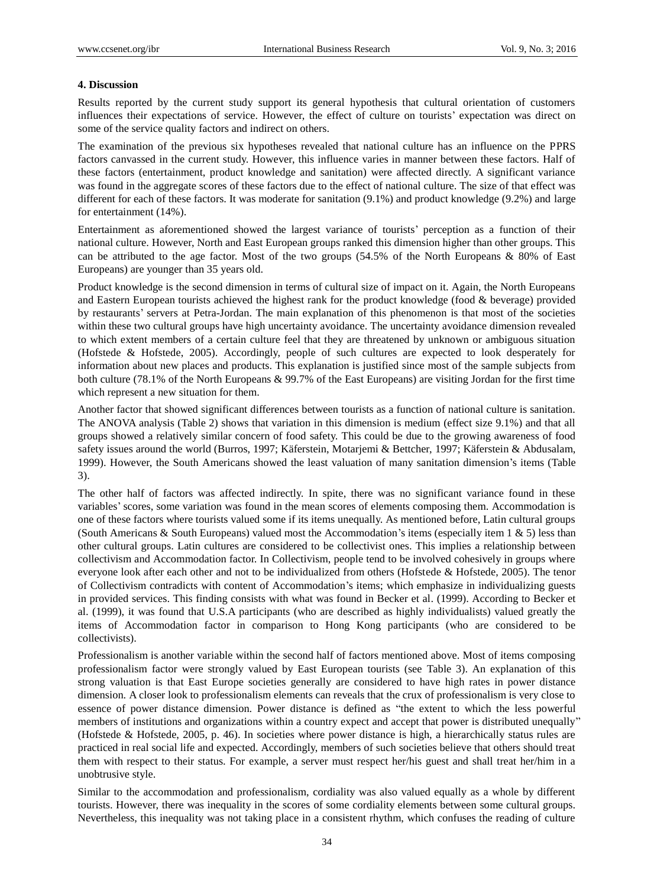### 4. Discussion

Results reported by the current study support its general hypothesis that cultural orientation of customers influences their expectations of service. However, the effect of culture on tourists' expectation was direct on some of the service quality factors and indirect on others.

The examination of the previous six hypotheses revealed that national culture has an influence on the PPRS factors canvassed in the current study. However, this influence varies in manner between these factors. Half of these factors (entertainment, product knowledge and sanitation) were affected directly. A significant variance was found in the aggregate scores of these factors due to the effect of national culture. The size of that effect was different for each of these factors. It was moderate for sanitation (9.1%) and product knowledge (9.2%) and large for entertainment (14%).

Entertainment as aforementioned showed the largest variance of tourists' perception as a function of their national culture. However, North and East European groups ranked this dimension higher than other groups. This can be attributed to the age factor. Most of the two groups (54.5% of the North Europeans & 80% of East Europeans) are younger than 35 years old.

Product knowledge is the second dimension in terms of cultural size of impact on it. Again, the North Europeans and Eastern European tourists achieved the highest rank for the product knowledge (food & beverage) provided by restaurants' servers at Petra-Jordan. The main explanation of this phenomenon is that most of the societies within these two cultural groups have high uncertainty avoidance. The uncertainty avoidance dimension revealed to which extent members of a certain culture feel that they are threatened by unknown or ambiguous situation (Hofstede & Hofstede, 2005). Accordingly, people of such cultures are expected to look desperately for information about new places and products. This explanation is justified since most of the sample subjects from both culture (78.1% of the North Europeans & 99.7% of the East Europeans) are visiting Jordan for the first time which represent a new situation for them.

Another factor that showed significant differences between tourists as a function of national culture is sanitation. The ANOVA analysis (Table 2) shows that variation in this dimension is medium (effect size 9.1%) and that all groups showed a relatively similar concern of food safety. This could be due to the growing awareness of food safety issues around the world (Burros, 1997; Käferstein, Motarjemi & Bettcher, 1997; Käferstein & Abdusalam, 1999). However, the South Americans showed the least valuation of many sanitation dimension's items (Table 3).

The other half of factors was affected indirectly. In spite, there was no significant variance found in these variables' scores, some variation was found in the mean scores of elements composing them. Accommodation is one of these factors where tourists valued some if its items unequally. As mentioned before, Latin cultural groups (South Americans & South Europeans) valued most the Accommodation's items (especially item 1 & 5) less than other cultural groups. Latin cultures are considered to be collectivist ones. This implies a relationship between collectivism and Accommodation factor. In Collectivism, people tend to be involved cohesively in groups where everyone look after each other and not to be individualized from others (Hofstede & Hofstede, 2005). The tenor of Collectivism contradicts with content of Accommodation's items; which emphasize in individualizing guests in provided services. This finding consists with what was found in Becker et al. (1999). According to Becker et al. (1999), it was found that U.S.A participants (who are described as highly individualists) valued greatly the items of Accommodation factor in comparison to Hong Kong participants (who are considered to be collectivists).

Professionalism is another variable within the second half of factors mentioned above. Most of items composing professionalism factor were strongly valued by East European tourists (see Table 3). An explanation of this strong valuation is that East Europe societies generally are considered to have high rates in power distance dimension. A closer look to professionalism elements can reveals that the crux of professionalism is very close to essence of power distance dimension. Power distance is defined as "the extent to which the less powerful members of institutions and organizations within a country expect and accept that power is distributed unequally" (Hofstede & Hofstede, 2005, p. 46). In societies where power distance is high, a hierarchically status rules are practiced in real social life and expected. Accordingly, members of such societies believe that others should treat them with respect to their status. For example, a server must respect her/his guest and shall treat her/him in a unobtrusive style.

Similar to the accommodation and professionalism, cordiality was also valued equally as a whole by different tourists. However, there was inequality in the scores of some cordiality elements between some cultural groups. Nevertheless, this inequality was not taking place in a consistent rhythm, which confuses the reading of culture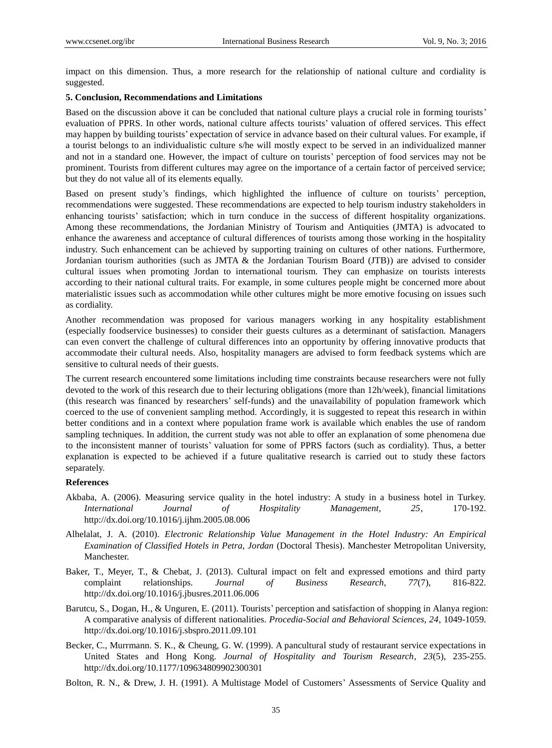impact on this dimension. Thus, a more research for the relationship of national culture and cordiality is suggested.

### 5. Conclusion, Recommendations and Limitations

Based on the discussion above it can be concluded that national culture plays a crucial role in forming tourists' evaluation of PPRS. In other words, national culture affects tourists' valuation of offered services. This effect may happen by building tourists' expectation of service in advance based on their cultural values. For example, if a tourist belongs to an individualistic culture s/he will mostly expect to be served in an individualized manner and not in a standard one. However, the impact of culture on tourists' perception of food services may not be prominent. Tourists from different cultures may agree on the importance of a certain factor of perceived service; but they do not value all of its elements equally.

Based on present study's findings, which highlighted the influence of culture on tourists' perception, recommendations were suggested. These recommendations are expected to help tourism industry stakeholders in enhancing tourists' satisfaction; which in turn conduce in the success of different hospitality organizations. Among these recommendations, the Jordanian Ministry of Tourism and Antiquities (JMTA) is advocated to enhance the awareness and acceptance of cultural differences of tourists among those working in the hospitality industry. Such enhancement can be achieved by supporting training on cultures of other nations. Furthermore, Jordanian tourism authorities (such as JMTA & the Jordanian Tourism Board (JTB)) are advised to consider cultural issues when promoting Jordan to international tourism. They can emphasize on tourists interests according to their national cultural traits. For example, in some cultures people might be concerned more about materialistic issues such as accommodation while other cultures might be more emotive focusing on issues such as cordiality.

Another recommendation was proposed for various managers working in any hospitality establishment (especially foodservice businesses) to consider their guests cultures as a determinant of satisfaction. Managers can even convert the challenge of cultural differences into an opportunity by offering innovative products that accommodate their cultural needs. Also, hospitality managers are advised to form feedback systems which are sensitive to cultural needs of their guests.

The current research encountered some limitations including time constraints because researchers were not fully devoted to the work of this research due to their lecturing obligations (more than 12h/week), financial limitations (this research was financed by researchers' self-funds) and the unavailability of population framework which coerced to the use of convenient sampling method. Accordingly, it is suggested to repeat this research in within better conditions and in a context where population frame work is available which enables the use of random sampling techniques. In addition, the current study was not able to offer an explanation of some phenomena due to the inconsistent manner of tourists' valuation for some of PPRS factors (such as cordiality). Thus, a better explanation is expected to be achieved if a future qualitative research is carried out to study these factors separately.

### References

Akbaba, A. (2006). Measuring service quality in the hotel industry: A study in a business hotel in Turkey. *International Journal of Hospitality Management, 25*, 170-192. http://dx.doi.org/10.1016/j.ijhm.2005.08.006

Alhelalat, J. A. (2010). *Electronic Relationship Value Management in the Hotel Industry: An Empirical Examination of Classified Hotels in Petra, Jordan* (Doctoral Thesis). Manchester Metropolitan University, Manchester.

Baker, T., Meyer, T., & Chebat, J. (2013). Cultural impact on felt and expressed emotions and third party complaint relationships. *Journal of Business Research, 77*(7), 816-822. http://dx.doi.org/10.1016/j.jbusres.2011.06.006

Barutcu, S., Dogan, H., & Unguren, E. (2011). Tourists' perception and satisfaction of shopping in Alanya region: A comparative analysis of different nationalities. *Procedia-Social and Behavioral Sciences, 24*, 1049-1059. http://dx.doi.org/10.1016/j.sbspro.2011.09.101

Becker, C., Murrmann. S. K., & Cheung, G. W. (1999). A pancultural study of restaurant service expectations in United States and Hong Kong. *Journal of Hospitality and Tourism Research, 23*(5), 235-255. http://dx.doi.org/10.1177/109634809902300301

Bolton, R. N., & Drew, J. H. (1991). A Multistage Model of Customers' Assessments of Service Quality and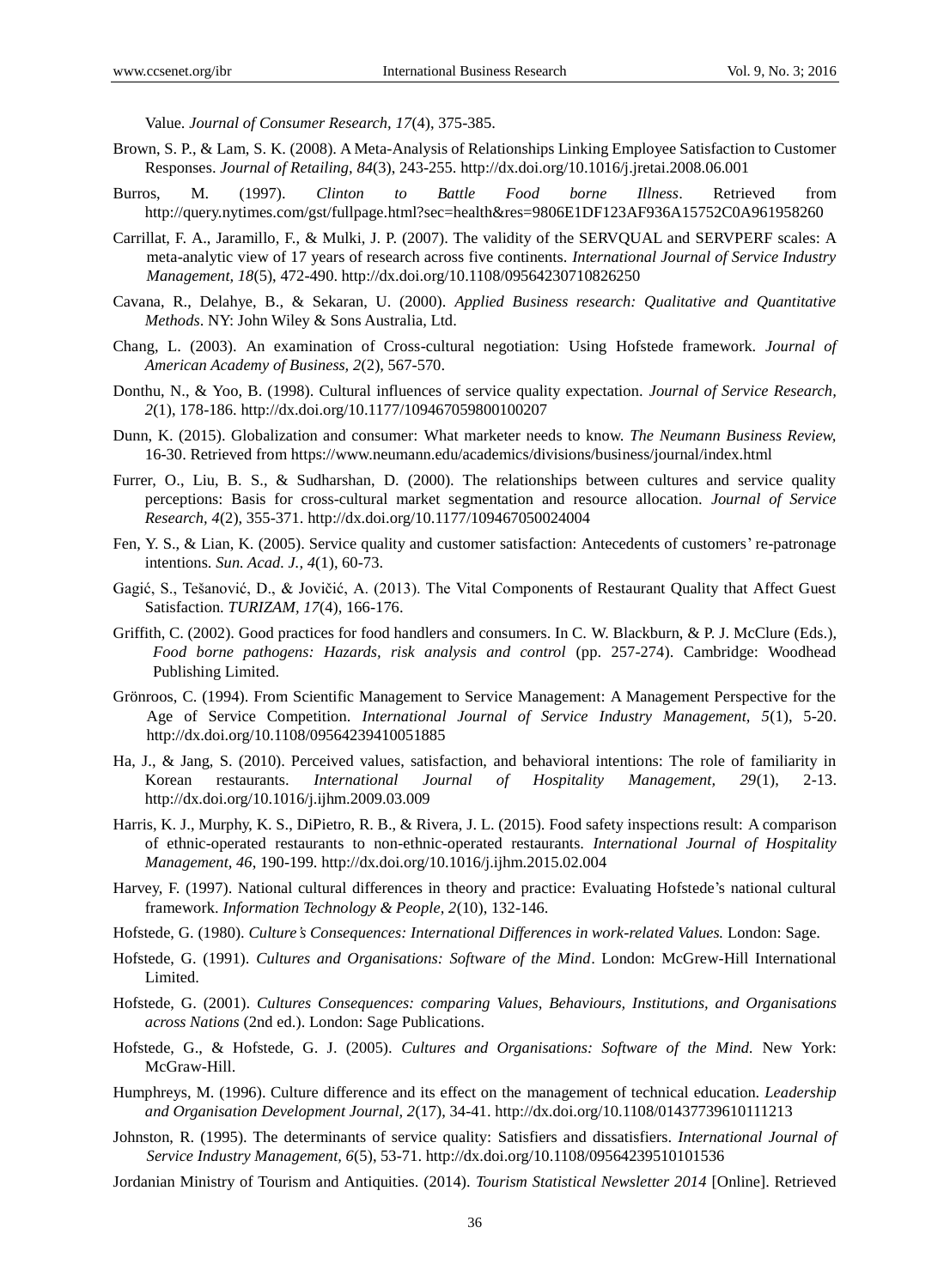Value. *Journal of Consumer Research*, *17*(4), 375-385.

Brown, S. P., & Lam, S. K. (2008). A Meta-Analysis of Relationships Linking Employee Satisfaction to Customer Responses. *Journal of Retailing, 84*(3), 243-255. http://dx.doi.org/10.1016/j.jretai.2008.06.001

Burros, M. (1997). *Clinton to Battle Food borne Illness*. Retrieved from http://query.nytimes.com/gst/fullpage.html?sec=health&res=9806E1DF123AF936A15752C0A961958260

Carrillat, F. A., Jaramillo, F., & Mulki, J. P. (2007). The validity of the SERVQUAL and SERVPERF scales: A meta-analytic view of 17 years of research across five continents. *International Journal of Service Industry Management, 18*(5), 472-490. http://dx.doi.org/10.1108/09564230710826250

Cavana, R., Delahye, B., & Sekaran, U. (2000). *Applied Business research: Qualitative and Quantitative Methods*. NY: John Wiley & Sons Australia, Ltd.

Chang, L. (2003). An examination of Cross-cultural negotiation: Using Hofstede framework. *Journal of American Academy of Business, 2*(2), 567-570.

Donthu, N., & Yoo, B. (1998). Cultural influences of service quality expectation. *Journal of Service Research*, *2*(1), 178-186. http://dx.doi.org/10.1177/109467059800100207

Dunn, K. (2015). Globalization and consumer: What marketer needs to know. *The Neumann Business Review,* 16-30. Retrieved from https://www.neumann.edu/academics/divisions/business/journal/index.html

Furrer, O., Liu, B. S., & Sudharshan, D. (2000). The relationships between cultures and service quality perceptions: Basis for cross-cultural market segmentation and resource allocation. *Journal of Service Research, 4*(2), 355-371. http://dx.doi.org/10.1177/109467050024004

Fen, Y. S., & Lian, K. (2005). Service quality and customer satisfaction: Antecedents of customers' re-patronage intentions. *Sun. Acad. J., 4*(1), 60-73.

Gagić, S., Tešanović, D., & Jovičić, A. (2013). The Vital Components of Restaurant Quality that Affect Guest Satisfaction. *TURIZAM, 17*(4), 166-176.

Griffith, C. (2002). Good practices for food handlers and consumers. In C. W. Blackburn, & P. J. McClure (Eds.), *Food borne pathogens: Hazards, risk analysis and control* (pp. 257-274). Cambridge: Woodhead Publishing Limited.

Grönroos, C. (1994). From Scientific Management to Service Management: A Management Perspective for the Age of Service Competition. *International Journal of Service Industry Management, 5*(1), 5-20. http://dx.doi.org/10.1108/09564239410051885

Ha, J., & Jang, S. (2010). Perceived values, satisfaction, and behavioral intentions: The role of familiarity in Korean restaurants. *International Journal of Hospitality Management, 29*(1), 2-13. http://dx.doi.org/10.1016/j.ijhm.2009.03.009

Harris, K. J., Murphy, K. S., DiPietro, R. B., & Rivera, J. L. (2015). Food safety inspections result: A comparison of ethnic-operated restaurants to non-ethnic-operated restaurants. *International Journal of Hospitality Management, 46*, 190-199. http://dx.doi.org/10.1016/j.ijhm.2015.02.004

Harvey, F. (1997). National cultural differences in theory and practice: Evaluating Hofstede's national cultural framework. *Information Technology & People, 2*(10), 132-146.

Hofstede, G. (1980). *Culture's Consequences: International Differences in work-related Values.* London: Sage.

Hofstede, G. (1991). *Cultures and Organisations: Software of the Mind*. London: McGrew-Hill International Limited.

Hofstede, G. (2001). *Cultures Consequences: comparing Values, Behaviours, Institutions, and Organisations across Nations* (2nd ed.). London: Sage Publications.

Hofstede, G., & Hofstede, G. J. (2005). *Cultures and Organisations: Software of the Mind.* New York: McGraw-Hill.

Humphreys, M. (1996). Culture difference and its effect on the management of technical education. *Leadership and Organisation Development Journal, 2*(17), 34-41. http://dx.doi.org/10.1108/01437739610111213

Johnston, R. (1995). The determinants of service quality: Satisfiers and dissatisfiers. *International Journal of Service Industry Management, 6*(5), 53-71. http://dx.doi.org/10.1108/09564239510101536

Jordanian Ministry of Tourism and Antiquities. (2014). *Tourism Statistical Newsletter 2014* [Online]. Retrieved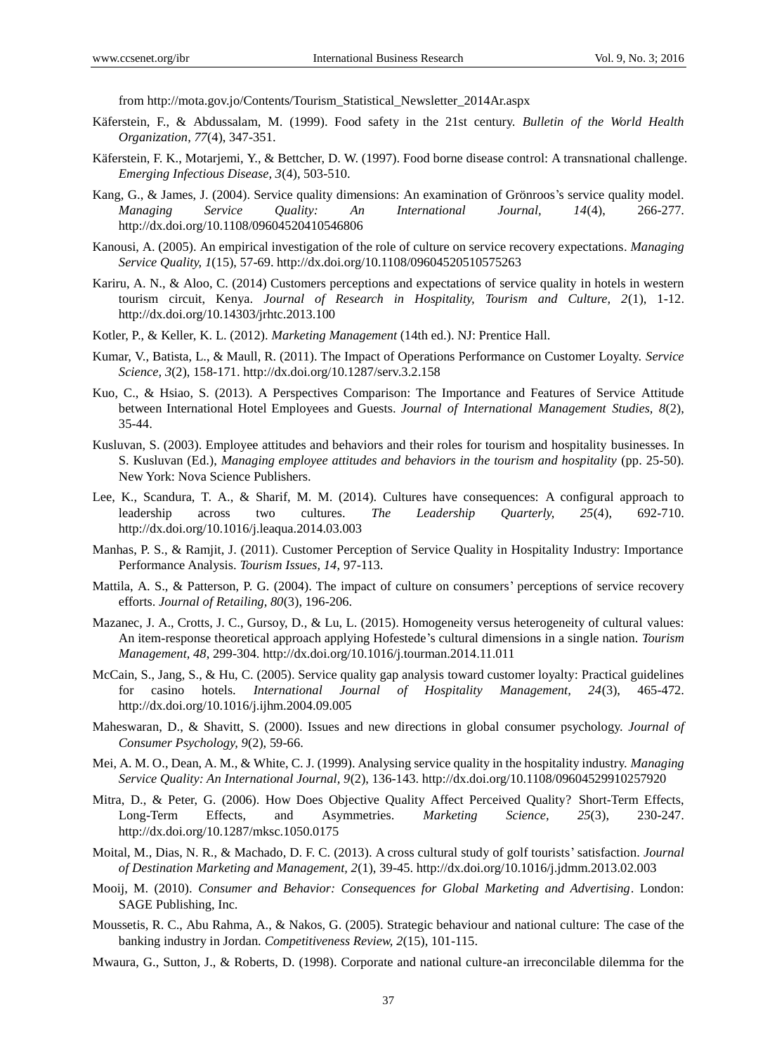from http://mota.gov.jo/Contents/Tourism_Statistical_Newsletter_2014Ar.aspx

Käferstein, F., & Abdussalam, M. (1999). Food safety in the 21st century. *Bulletin of the World Health Organization, 77*(4), 347-351.

Käferstein, F. K., Motarjemi, Y., & Bettcher, D. W. (1997). Food borne disease control: A transnational challenge. *Emerging Infectious Disease, 3*(4), 503-510.

Kang, G., & James, J. (2004). Service quality dimensions: An examination of Grönroos's service quality model. *Managing Service Quality: An International Journal, 14*(4), 266-277. http://dx.doi.org/10.1108/09604520410546806

Kanousi, A. (2005). An empirical investigation of the role of culture on service recovery expectations. *Managing Service Quality, 1*(15), 57-69. http://dx.doi.org/10.1108/09604520510575263

Kariru, A. N., & Aloo, C. (2014) Customers perceptions and expectations of service quality in hotels in western tourism circuit, Kenya. *Journal of Research in Hospitality, Tourism and Culture, 2*(1), 1-12. http://dx.doi.org/10.14303/jrhtc.2013.100

Kotler, P., & Keller, K. L. (2012). *Marketing Management* (14th ed.). NJ: Prentice Hall.

Kumar, V., Batista, L., & Maull, R. (2011). The Impact of Operations Performance on Customer Loyalty. *Service Science, 3*(2), 158-171. http://dx.doi.org/10.1287/serv.3.2.158

Kuo, C., & Hsiao, S. (2013). A Perspectives Comparison: The Importance and Features of Service Attitude between International Hotel Employees and Guests. *Journal of International Management Studies, 8*(2), 35-44.

Kusluvan, S. (2003). Employee attitudes and behaviors and their roles for tourism and hospitality businesses. In S. Kusluvan (Ed.), *Managing employee attitudes and behaviors in the tourism and hospitality* (pp. 25-50). New York: Nova Science Publishers.

Lee, K., Scandura, T. A., & Sharif, M. M. (2014). Cultures have consequences: A configural approach to leadership across two cultures. *The Leadership Quarterly, 25*(4), 692-710. http://dx.doi.org/10.1016/j.leaqua.2014.03.003

Manhas, P. S., & Ramjit, J. (2011). Customer Perception of Service Quality in Hospitality Industry: Importance Performance Analysis. *Tourism Issues, 14*, 97-113.

Mattila, A. S., & Patterson, P. G. (2004). The impact of culture on consumers' perceptions of service recovery efforts. *Journal of Retailing, 80*(3), 196-206.

Mazanec, J. A., Crotts, J. C., Gursoy, D., & Lu, L. (2015). Homogeneity versus heterogeneity of cultural values: An item-response theoretical approach applying Hofestede's cultural dimensions in a single nation. *Tourism Management, 48*, 299-304. http://dx.doi.org/10.1016/j.tourman.2014.11.011

McCain, S., Jang, S., & Hu, C. (2005). Service quality gap analysis toward customer loyalty: Practical guidelines for casino hotels. *International Journal of Hospitality Management, 24*(3), 465-472. http://dx.doi.org/10.1016/j.ijhm.2004.09.005

Maheswaran, D., & Shavitt, S. (2000). Issues and new directions in global consumer psychology. *Journal of Consumer Psychology, 9*(2), 59-66.

Mei, A. M. O., Dean, A. M., & White, C. J. (1999). Analysing service quality in the hospitality industry. *Managing Service Quality: An International Journal, 9*(2), 136-143. http://dx.doi.org/10.1108/09604529910257920

Mitra, D., & Peter, G. (2006). How Does Objective Quality Affect Perceived Quality? Short-Term Effects, Long-Term Effects, and Asymmetries. *Marketing Science, 25*(3), 230-247. http://dx.doi.org/10.1287/mksc.1050.0175

Moital, M., Dias, N. R., & Machado, D. F. C. (2013). A cross cultural study of golf tourists' satisfaction. *Journal of Destination Marketing and Management, 2*(1), 39-45. http://dx.doi.org/10.1016/j.jdmm.2013.02.003

Mooij, M. (2010). *Consumer and Behavior: Consequences for Global Marketing and Advertising*. London: SAGE Publishing, Inc.

Moussetis, R. C., Abu Rahma, A., & Nakos, G. (2005). Strategic behaviour and national culture: The case of the banking industry in Jordan. *Competitiveness Review, 2*(15), 101-115.

Mwaura, G., Sutton, J., & Roberts, D. (1998). Corporate and national culture-an irreconcilable dilemma for the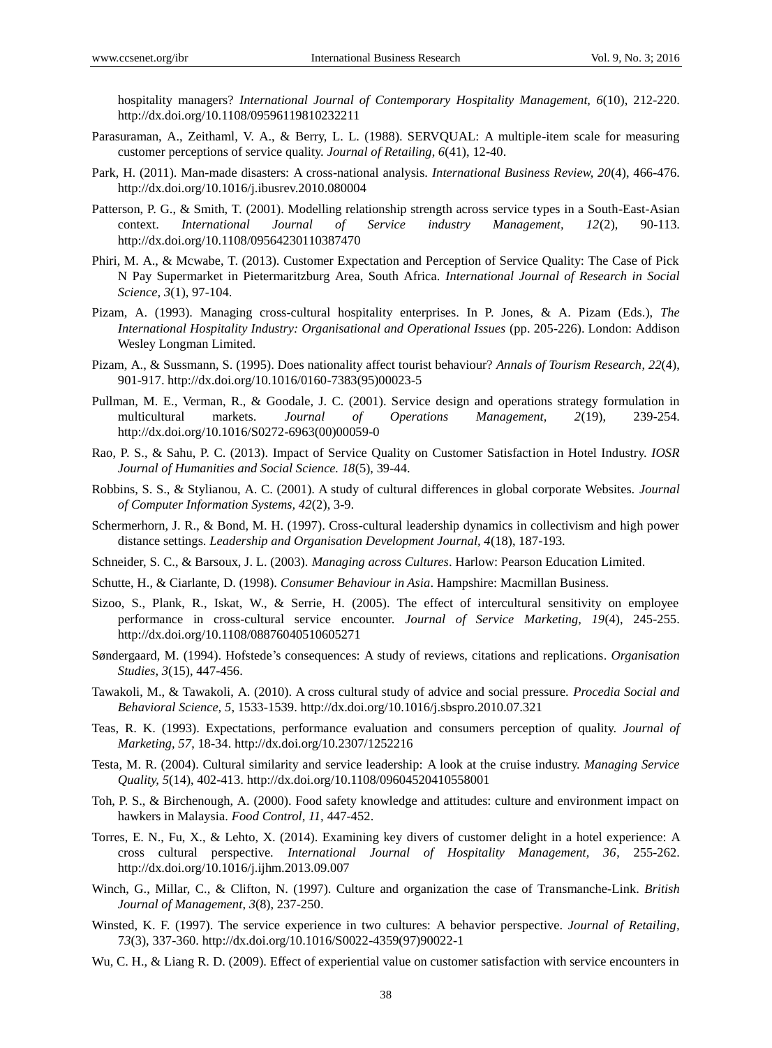hospitality managers? *International Journal of Contemporary Hospitality Management, 6*(10), 212-220. http://dx.doi.org/10.1108/09596119810232211

Parasuraman, A., Zeithaml, V. A., & Berry, L. L. (1988). SERVQUAL: A multiple-item scale for measuring customer perceptions of service quality. *Journal of Retailing, 6*(41), 12-40.

Park, H. (2011). Man-made disasters: A cross-national analysis. *International Business Review, 20*(4), 466-476. http://dx.doi.org/10.1016/j.ibusrev.2010.080004

Patterson, P. G., & Smith, T. (2001). Modelling relationship strength across service types in a South-East-Asian context. *International Journal of Service industry Management, 12*(2), 90-113. http://dx.doi.org/10.1108/09564230110387470

Phiri, M. A., & Mcwabe, T. (2013). Customer Expectation and Perception of Service Quality: The Case of Pick N Pay Supermarket in Pietermaritzburg Area, South Africa. *International Journal of Research in Social Science, 3*(1), 97-104.

Pizam, A. (1993). Managing cross-cultural hospitality enterprises. In P. Jones, & A. Pizam (Eds.), *The International Hospitality Industry: Organisational and Operational Issues* (pp. 205-226). London: Addison Wesley Longman Limited.

Pizam, A., & Sussmann, S. (1995). Does nationality affect tourist behaviour? *Annals of Tourism Research, 22*(4), 901-917. http://dx.doi.org/10.1016/0160-7383(95)00023-5

Pullman, M. E., Verman, R., & Goodale, J. C. (2001). Service design and operations strategy formulation in multicultural markets. *Journal of Operations Management, 2*(19), 239-254. http://dx.doi.org/10.1016/S0272-6963(00)00059-0

Rao, P. S., & Sahu, P. C. (2013). Impact of Service Quality on Customer Satisfaction in Hotel Industry. *IOSR Journal of Humanities and Social Science. 18*(5), 39-44.

Robbins, S. S., & Stylianou, A. C. (2001). A study of cultural differences in global corporate Websites. *Journal of Computer Information Systems, 42*(2), 3-9.

Schermerhorn, J. R., & Bond, M. H. (1997). Cross-cultural leadership dynamics in collectivism and high power distance settings. *Leadership and Organisation Development Journal, 4*(18), 187-193.

Schneider, S. C., & Barsoux, J. L. (2003). *Managing across Cultures*. Harlow: Pearson Education Limited.

Schutte, H., & Ciarlante, D. (1998). *Consumer Behaviour in Asia*. Hampshire: Macmillan Business.

Sizoo, S., Plank, R., Iskat, W., & Serrie, H. (2005). The effect of intercultural sensitivity on employee performance in cross-cultural service encounter. *Journal of Service Marketing, 19*(4), 245-255. http://dx.doi.org/10.1108/08876040510605271

Søndergaard, M. (1994). Hofstede's consequences: A study of reviews, citations and replications. *Organisation Studies, 3*(15), 447-456.

Tawakoli, M., & Tawakoli, A. (2010). A cross cultural study of advice and social pressure. *Procedia Social and Behavioral Science, 5*, 1533-1539. http://dx.doi.org/10.1016/j.sbspro.2010.07.321

Teas, R. K. (1993). Expectations, performance evaluation and consumers perception of quality. *Journal of Marketing, 57*, 18-34. http://dx.doi.org/10.2307/1252216

Testa, M. R. (2004). Cultural similarity and service leadership: A look at the cruise industry. *Managing Service Quality, 5*(14), 402-413. http://dx.doi.org/10.1108/09604520410558001

Toh, P. S., & Birchenough, A. (2000). Food safety knowledge and attitudes: culture and environment impact on hawkers in Malaysia. *Food Control, 11*, 447-452.

Torres, E. N., Fu, X., & Lehto, X. (2014). Examining key divers of customer delight in a hotel experience: A cross cultural perspective. *International Journal of Hospitality Management, 36*, 255-262. http://dx.doi.org/10.1016/j.ijhm.2013.09.007

Winch, G., Millar, C., & Clifton, N. (1997). Culture and organization the case of Transmanche-Link. *British Journal of Management, 3*(8), 237-250.

Winsted, K. F. (1997). The service experience in two cultures: A behavior perspective. *Journal of Retailing, 73*(3), 337-360. http://dx.doi.org/10.1016/S0022-4359(97)90022-1

Wu, C. H., & Liang R. D. (2009). Effect of experiential value on customer satisfaction with service encounters in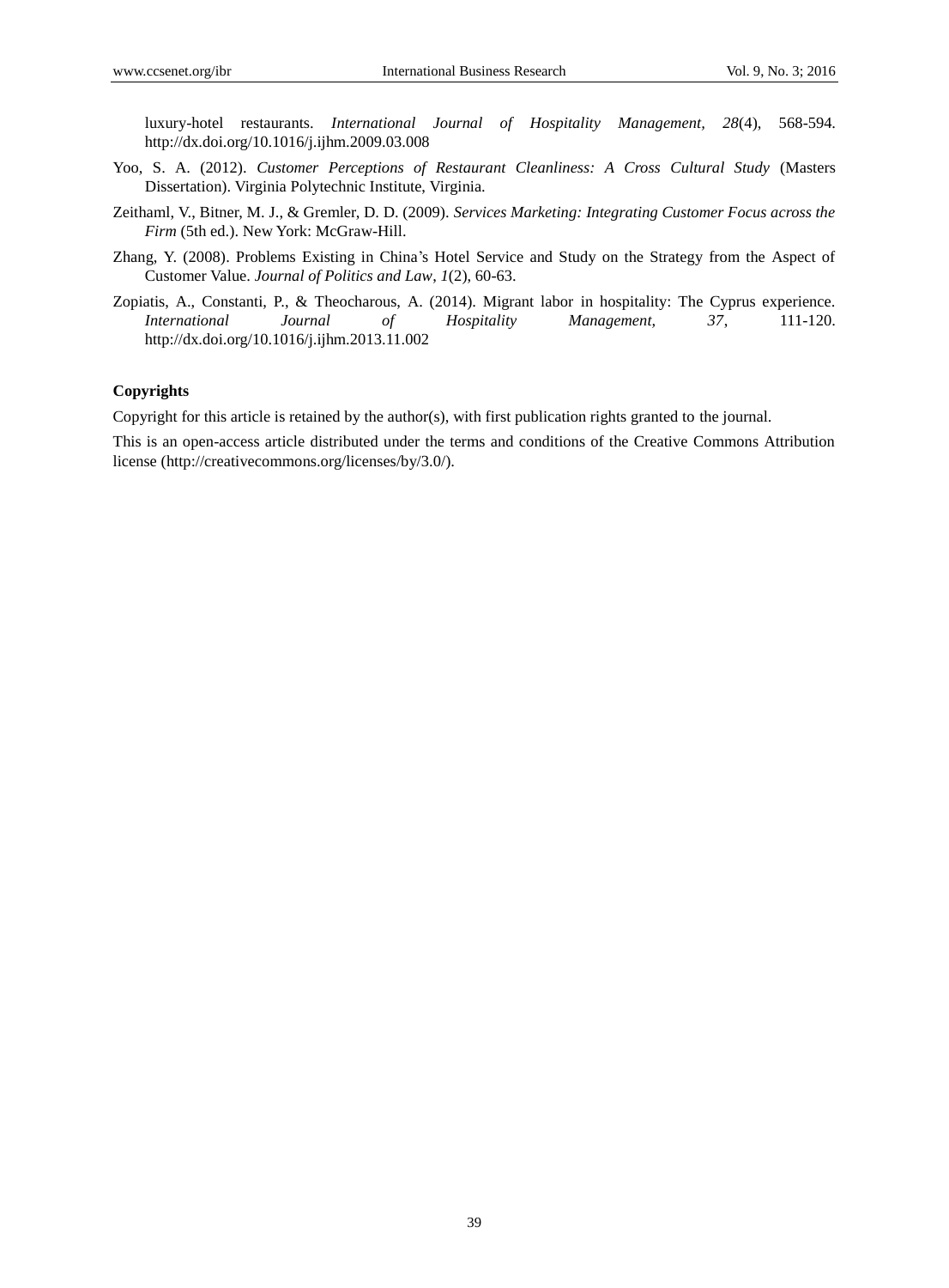luxury-hotel restaurants. *International Journal of Hospitality Management, 28*(4), 568-594. http://dx.doi.org/10.1016/j.ijhm.2009.03.008

Yoo, S. A. (2012). *Customer Perceptions of Restaurant Cleanliness: A Cross Cultural Study* (Masters Dissertation). Virginia Polytechnic Institute, Virginia.

Zeithaml, V., Bitner, M. J., & Gremler, D. D. (2009). *Services Marketing: Integrating Customer Focus across the Firm* (5th ed.). New York: McGraw-Hill.

Zhang, Y. (2008). Problems Existing in China's Hotel Service and Study on the Strategy from the Aspect of Customer Value. *Journal of Politics and Law*, *1*(2), 60-63.

Zopiatis, A., Constanti, P., & Theocharous, A. (2014). Migrant labor in hospitality: The Cyprus experience. *International Journal of Hospitality Management, 37*, 111-120. http://dx.doi.org/10.1016/j.ijhm.2013.11.002

**Copyrights**

Copyright for this article is retained by the author(s), with first publication rights granted to the journal.

This is an open-access article distributed under the terms and conditions of the Creative Commons Attribution license (http://creativecommons.org/licenses/by/3.0/).